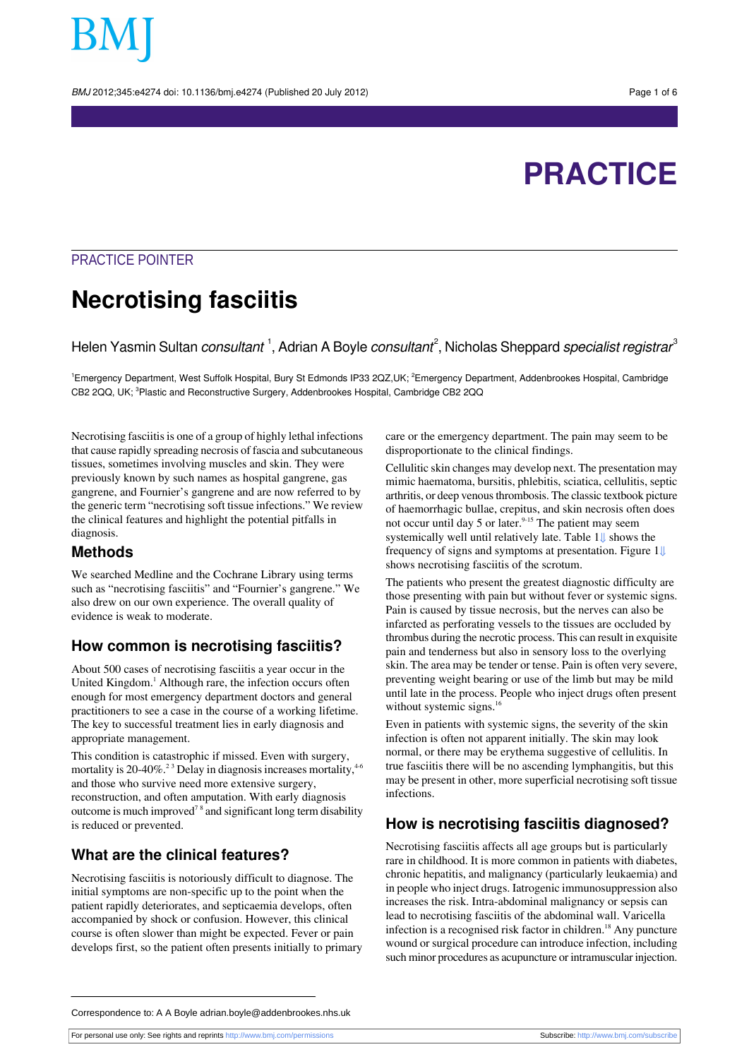PRACTICE

PRACTICE POINTER

# Necrotising fasciitis

Helen Yasmin Sultan *consultant*[1], Adrian A Boyle *consultant*[2], Nicholas Sheppard *specialist registrar*[3]

[1]Emergency Department, West Suffolk Hospital, Bury St Edmonds IP33 2QZ,UK; [2]Emergency Department, Addenbrookes Hospital, Cambridge CB2 2QQ, UK; [3]Plastic and Reconstructive Surgery, Addenbrookes Hospital, Cambridge CB2 2QQ

Necrotising fasciitis is one of a group of highly lethal infections that cause rapidly spreading necrosis of fascia and subcutaneous tissues, sometimes involving muscles and skin. They were previously known by such names as hospital gangrene, gas gangrene, and Fournier's gangrene and are now referred to by the generic term "necrotising soft tissue infections." We review the clinical features and highlight the potential pitfalls in diagnosis.

## Methods

We searched Medline and the Cochrane Library using terms such as "necrotising fasciitis" and "Fournier's gangrene." We also drew on our own experience. The overall quality of evidence is weak to moderate.

## How common is necrotising fasciitis?

About 500 cases of necrotising fasciitis a year occur in the United Kingdom.[1] Although rare, the infection occurs often enough for most emergency department doctors and general practitioners to see a case in the course of a working lifetime. The key to successful treatment lies in early diagnosis and appropriate management.

This condition is catastrophic if missed. Even with surgery, mortality is 20-40%.[2,3] Delay in diagnosis increases mortality,[4-6] and those who survive need more extensive surgery, reconstruction, and often amputation. With early diagnosis outcome is much improved[7,8] and significant long term disability is reduced or prevented.

## What are the clinical features?

Necrotising fasciitis is notoriously difficult to diagnose. The initial symptoms are non-specific up to the point when the patient rapidly deteriorates, and septicaemia develops, often accompanied by shock or confusion. However, this clinical course is often slower than might be expected. Fever or pain develops first, so the patient often presents initially to primary care or the emergency department. The pain may seem to be disproportionate to the clinical findings.

Cellulitic skin changes may develop next. The presentation may mimic haematoma, bursitis, phlebitis, sciatica, cellulitis, septic arthritis, or deep venous thrombosis. The classic textbook picture of haemorrhagic bullae, crepitus, and skin necrosis often does not occur until day 5 or later.[9-15] The patient may seem systemically well until relatively late. Table 1⇓ shows the frequency of signs and symptoms at presentation. Figure 1⇓ shows necrotising fasciitis of the scrotum.

The patients who present the greatest diagnostic difficulty are those presenting with pain but without fever or systemic signs. Pain is caused by tissue necrosis, but the nerves can also be infarcted as perforating vessels to the tissues are occluded by thrombus during the necrotic process. This can result in exquisite pain and tenderness but also in sensory loss to the overlying skin. The area may be tender or tense. Pain is often very severe, preventing weight bearing or use of the limb but may be mild until late in the process. People who inject drugs often present without systemic signs.[16]

Even in patients with systemic signs, the severity of the skin infection is often not apparent initially. The skin may look normal, or there may be erythema suggestive of cellulitis. In true fasciitis there will be no ascending lymphangitis, but this may be present in other, more superficial necrotising soft tissue infections.

## How is necrotising fasciitis diagnosed?

Necrotising fasciitis affects all age groups but is particularly rare in childhood. It is more common in patients with diabetes, chronic hepatitis, and malignancy (particularly leukaemia) and in people who inject drugs. Iatrogenic immunosuppression also increases the risk. Intra-abdominal malignancy or sepsis can lead to necrotising fasciitis of the abdominal wall. Varicella infection is a recognised risk factor in children.[18] Any puncture wound or surgical procedure can introduce infection, including such minor procedures as acupuncture or intramuscular injection.

Correspondence to: A A Boyle adrian.boyle@addenbrookes.nhs.uk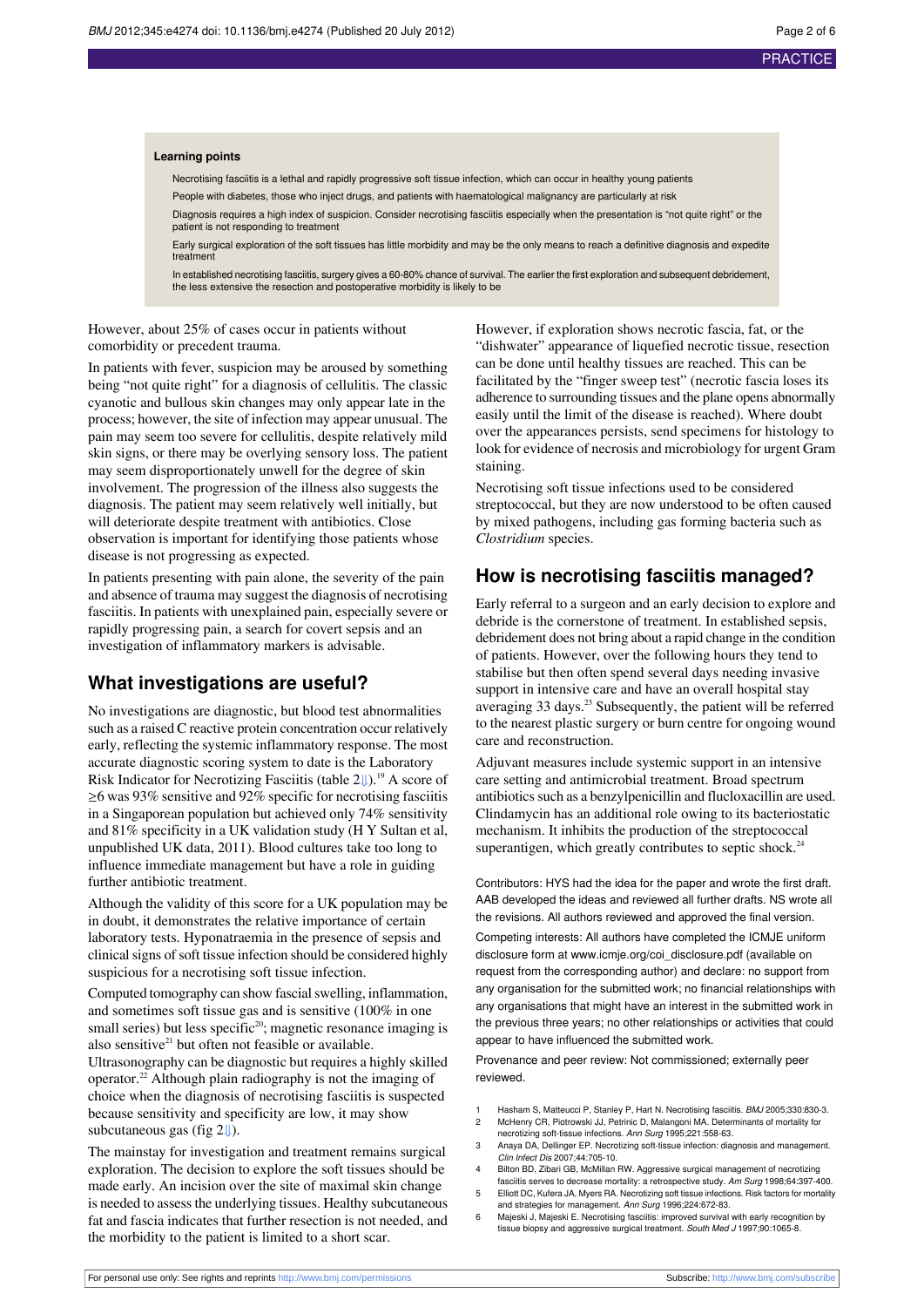**Learning points**

- Necrotising fasciitis is a lethal and rapidly progressive soft tissue infection, which can occur in healthy young patients
- People with diabetes, those who inject drugs, and patients with haematological malignancy are particularly at risk
- Diagnosis requires a high index of suspicion. Consider necrotising fasciitis especially when the presentation is "not quite right" or the patient is not responding to treatment
- Early surgical exploration of the soft tissues has little morbidity and may be the only means to reach a definitive diagnosis and expedite treatment
- In established necrotising fasciitis, surgery gives a 60-80% chance of survival. The earlier the first exploration and subsequent debridement, the less extensive the resection and postoperative morbidity is likely to be

However, about 25% of cases occur in patients without comorbidity or precedent trauma.

In patients with fever, suspicion may be aroused by something being "not quite right" for a diagnosis of cellulitis. The classic cyanotic and bullous skin changes may only appear late in the process; however, the site of infection may appear unusual. The pain may seem too severe for cellulitis, despite relatively mild skin signs, or there may be overlying sensory loss. The patient may seem disproportionately unwell for the degree of skin involvement. The progression of the illness also suggests the diagnosis. The patient may seem relatively well initially, but will deteriorate despite treatment with antibiotics. Close observation is important for identifying those patients whose disease is not progressing as expected.

In patients presenting with pain alone, the severity of the pain and absence of trauma may suggest the diagnosis of necrotising fasciitis. In patients with unexplained pain, especially severe or rapidly progressing pain, a search for covert sepsis and an investigation of inflammatory markers is advisable.

## What investigations are useful?

No investigations are diagnostic, but blood test abnormalities such as a raised C reactive protein concentration occur relatively early, reflecting the systemic inflammatory response. The most accurate diagnostic scoring system to date is the Laboratory Risk Indicator for Necrotizing Fasciitis (table 2).[19] A score of ≥6 was 93% sensitive and 92% specific for necrotising fasciitis in a Singaporean population but achieved only 74% sensitivity and 81% specificity in a UK validation study (H Y Sultan et al, unpublished UK data, 2011). Blood cultures take too long to influence immediate management but have a role in guiding further antibiotic treatment.

Although the validity of this score for a UK population may be in doubt, it demonstrates the relative importance of certain laboratory tests. Hyponatraemia in the presence of sepsis and clinical signs of soft tissue infection should be considered highly suspicious for a necrotising soft tissue infection.

Computed tomography can show fascial swelling, inflammation, and sometimes soft tissue gas and is sensitive (100% in one small series) but less specific[20]; magnetic resonance imaging is also sensitive[21] but often not feasible or available. Ultrasonography can be diagnostic but requires a highly skilled operator.[22] Although plain radiography is not the imaging of choice when the diagnosis of necrotising fasciitis is suspected because sensitivity and specificity are low, it may show subcutaneous gas (fig 2).

The mainstay for investigation and treatment remains surgical exploration. The decision to explore the soft tissues should be made early. An incision over the site of maximal skin change is needed to assess the underlying tissues. Healthy subcutaneous fat and fascia indicates that further resection is not needed, and the morbidity to the patient is limited to a short scar.

However, if exploration shows necrotic fascia, fat, or the "dishwater" appearance of liquefied necrotic tissue, resection can be done until healthy tissues are reached. This can be facilitated by the "finger sweep test" (necrotic fascia loses its adherence to surrounding tissues and the plane opens abnormally easily until the limit of the disease is reached). Where doubt over the appearances persists, send specimens for histology to look for evidence of necrosis and microbiology for urgent Gram staining.

Necrotising soft tissue infections used to be considered streptococcal, but they are now understood to be often caused by mixed pathogens, including gas forming bacteria such as *Clostridium* species.

## How is necrotising fasciitis managed?

Early referral to a surgeon and an early decision to explore and debride is the cornerstone of treatment. In established sepsis, debridement does not bring about a rapid change in the condition of patients. However, over the following hours they tend to stabilise but then often spend several days needing invasive support in intensive care and have an overall hospital stay averaging 33 days.[23] Subsequently, the patient will be referred to the nearest plastic surgery or burn centre for ongoing wound care and reconstruction.

Adjuvant measures include systemic support in an intensive care setting and antimicrobial treatment. Broad spectrum antibiotics such as a benzylpenicillin and flucloxacillin are used. Clindamycin has an additional role owing to its bacteriostatic mechanism. It inhibits the production of the streptococcal superantigen, which greatly contributes to septic shock.[24]

Contributors: HYS had the idea for the paper and wrote the first draft. AAB developed the ideas and reviewed all further drafts. NS wrote all the revisions. All authors reviewed and approved the final version.

Competing interests: All authors have completed the ICMJE uniform disclosure form at www.icmje.org/coi_disclosure.pdf (available on request from the corresponding author) and declare: no support from any organisation for the submitted work; no financial relationships with any organisations that might have an interest in the submitted work in the previous three years; no other relationships or activities that could appear to have influenced the submitted work.

Provenance and peer review: Not commissioned; externally peer reviewed.

1. Hasham S, Matteucci P, Stanley P, Hart N. Necrotising fasciitis. *BMJ* 2005;330:830-3.
2. McHenry CR, Piotrowski JJ, Petrinic D, Malangoni MA. Determinants of mortality for necrotizing soft-tissue infections. *Ann Surg* 1995;221:558-63.
3. Anaya DA, Dellinger EP. Necrotizing soft-tissue infection: diagnosis and management. *Clin Infect Dis* 2007;44:705-10.
4. Bilton BD, Zibari GB, McMillan RW. Aggressive surgical management of necrotizing fasciitis serves to decrease mortality: a retrospective study. *Am Surg* 1998;64:397-400.
5. Elliott DC, Kufera JA, Myers RA. Necrotizing soft tissue infections. Risk factors for mortality and strategies for management. *Ann Surg* 1996;224:672-83.
6. Majeski J, Majeski E. Necrotising fasciitis: improved survival with early recognition by tissue biopsy and aggressive surgical treatment. *South Med J* 1997;90:1065-8.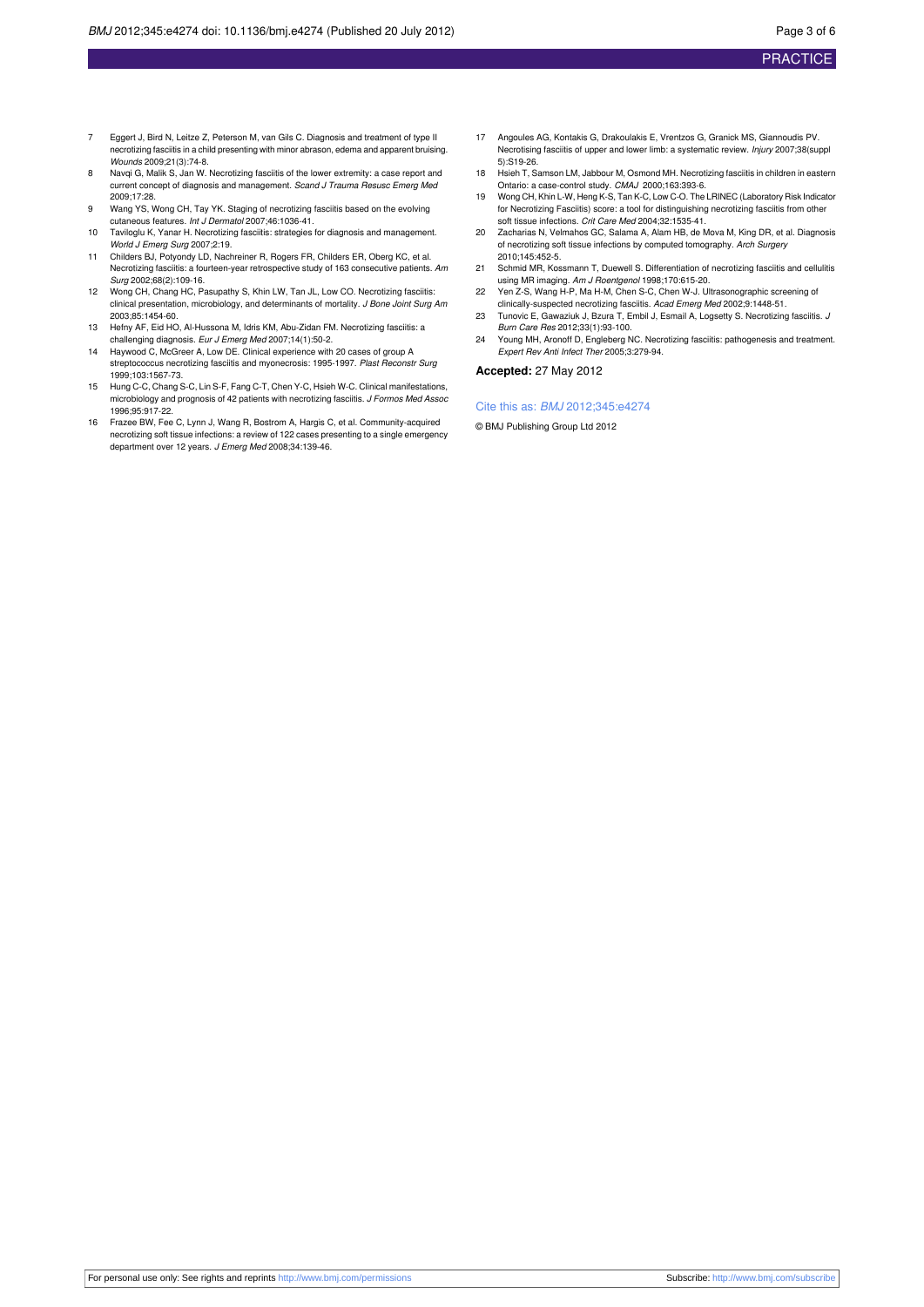7. Eggert J, Bird N, Leitze Z, Peterson M, van Gils C. Diagnosis and treatment of type II necrotizing fasciitis in a child presenting with minor abrason, edema and apparent bruising. *Wounds* 2009;21(3):74-8.
8. Navqi G, Malik S, Jan W. Necrotizing fasciitis of the lower extremity: a case report and current concept of diagnosis and management. *Scand J Trauma Resusc Emerg Med* 2009;17:28.
9. Wang YS, Wong CH, Tay YK. Staging of necrotizing fasciitis based on the evolving cutaneous features. *Int J Dermatol* 2007;46:1036-41.
10. Taviloglu K, Yanar H. Necrotizing fasciitis: strategies for diagnosis and management. *World J Emerg Surg* 2007;2:19.
11. Childers BJ, Potyondy LD, Nachreiner R, Rogers FR, Childers ER, Oberg KC, et al. Necrotizing fasciitis: a fourteen-year retrospective study of 163 consecutive patients. *Am Surg* 2002;68(2):109-16.
12. Wong CH, Chang HC, Pasupathy S, Khin LW, Tan JL, Low CO. Necrotizing fasciitis: clinical presentation, microbiology, and determinants of mortality. *J Bone Joint Surg Am* 2003;85:1454-60.
13. Hefny AF, Eid HO, Al-Hussona M, Idris KM, Abu-Zidan FM. Necrotizing fasciitis: a challenging diagnosis. *Eur J Emerg Med* 2007;14(1):50-2.
14. Haywood C, McGreer A, Low DE. Clinical experience with 20 cases of group A streptococcus necrotizing fasciitis and myonecrosis: 1995-1997. *Plast Reconstr Surg* 1999;103:1567-73.
15. Hung C-C, Chang S-C, Lin S-F, Fang C-T, Chen Y-C, Hsieh W-C. Clinical manifestations, microbiology and prognosis of 42 patients with necrotizing fasciitis. *J Formos Med Assoc* 1996;95:917-22.
16. Frazee BW, Fee C, Lynn J, Wang R, Bostrom A, Hargis C, et al. Community-acquired necrotizing soft tissue infections: a review of 122 cases presenting to a single emergency department over 12 years. *J Emerg Med* 2008;34:139-46.
17. Angoules AG, Kontakis G, Drakoulakis E, Vrentzos G, Granick MS, Giannoudis PV. Necrotising fasciitis of upper and lower limb: a systematic review. *Injury* 2007;38(suppl 5):S19-26.
18. Hsieh T, Samson LM, Jabbour M, Osmond MH. Necrotizing fasciitis in children in eastern Ontario: a case-control study. *CMAJ* 2000;163:393-6.
19. Wong CH, Khin L-W, Heng K-S, Tan K-C, Low C-O. The LRINEC (Laboratory Risk Indicator for Necrotizing Fasciitis) score: a tool for distinguishing necrotizing fasciitis from other soft tissue infections. *Crit Care Med* 2004;32:1535-41.
20. Zacharias N, Velmahos GC, Salama A, Alam HB, de Mova M, King DR, et al. Diagnosis of necrotizing soft tissue infections by computed tomography. *Arch Surgery* 2010;145:452-5.
21. Schmid MR, Kossmann T, Duewell S. Differentiation of necrotizing fasciitis and cellulitis using MR imaging. *Am J Roentgenol* 1998;170:615-20.
22. Yen Z-S, Wang H-P, Ma H-M, Chen S-C, Chen W-J. Ultrasonographic screening of clinically-suspected necrotizing fasciitis. *Acad Emerg Med* 2002;9:1448-51.
23. Tunovic E, Gawaziuk J, Bzura T, Embil J, Esmail A, Logsetty S. Necrotizing fasciitis. *J Burn Care Res* 2012;33(1):93-100.
24. Young MH, Aronoff D, Engleberg NC. Necrotizing fasciitis: pathogenesis and treatment. *Expert Rev Anti Infect Ther* 2005;3:279-94.

**Accepted:** 27 May 2012

Cite this as: *BMJ* 2012;345:e4274

© BMJ Publishing Group Ltd 2012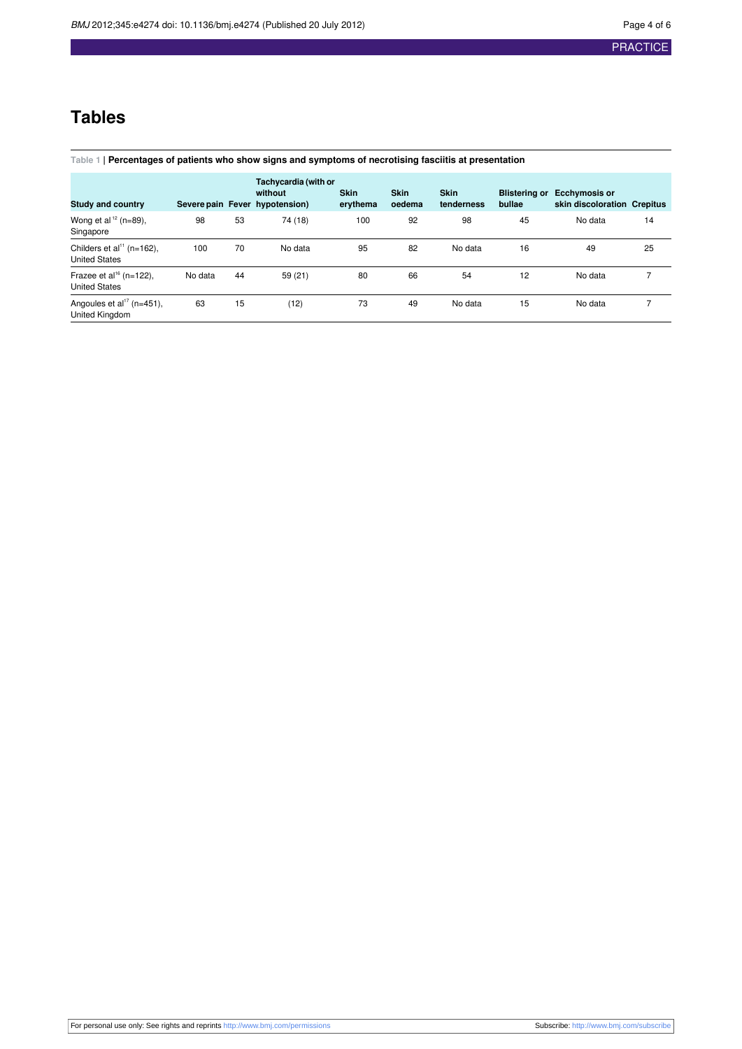# Tables

Table 1 | **Percentages of patients who show signs and symptoms of necrotising fasciitis at presentation**

| Study and country | Severe pain | Fever | Tachycardia (with or without hypotension) | Skin erythema | Skin oedema | Skin tenderness | Blistering or bullae | Ecchymosis or skin discoloration | Crepitus |
|---|---|---|---|---|---|---|---|---|---|
| Wong et al[12] (n=89), Singapore | 98 | 53 | 74 (18) | 100 | 92 | 98 | 45 | No data | 14 |
| Childers et al[11] (n=162), United States | 100 | 70 | No data | 95 | 82 | No data | 16 | 49 | 25 |
| Frazee et al[16] (n=122), United States | No data | 44 | 59 (21) | 80 | 66 | 54 | 12 | No data | 7 |
| Angoules et al[17] (n=451), United Kingdom | 63 | 15 | (12) | 73 | 49 | No data | 15 | No data | 7 |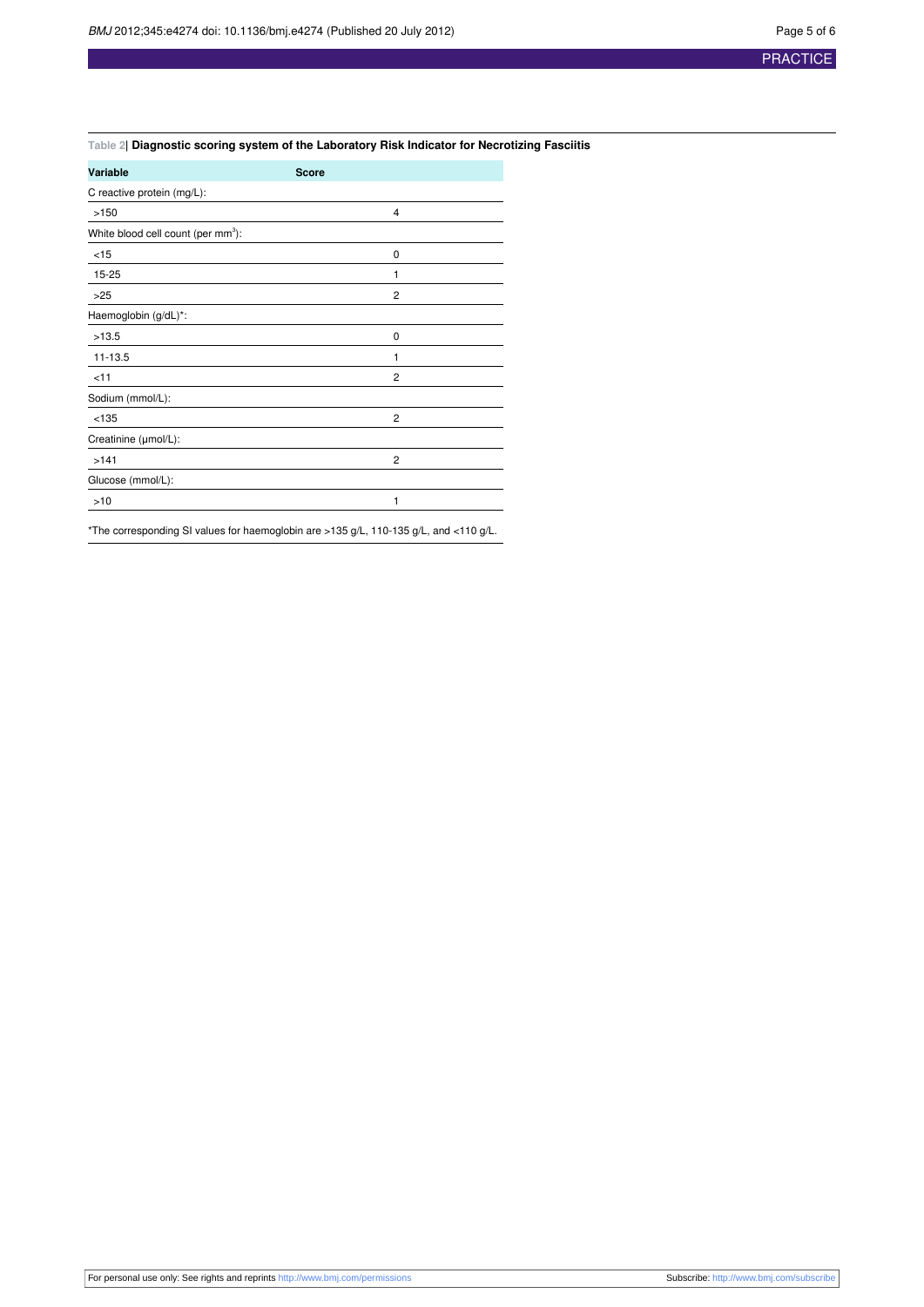**Table 2| Diagnostic scoring system of the Laboratory Risk Indicator for Necrotizing Fasciitis**

| Variable | Score |
|---|---|
| C reactive protein (mg/L): | |
| >150 | 4 |
| White blood cell count (per $mm^3$): | |
| <15 | 0 |
| 15-25 | 1 |
| >25 | 2 |
| Haemoglobin (g/dL)*: | |
| >13.5 | 0 |
| 11-13.5 | 1 |
| <11 | 2 |
| Sodium (mmol/L): | |
| <135 | 2 |
| Creatinine (μmol/L): | |
| >141 | 2 |
| Glucose (mmol/L): | |
| >10 | 1 |

*The corresponding SI values for haemoglobin are >135 g/L, 110-135 g/L, and <110 g/L.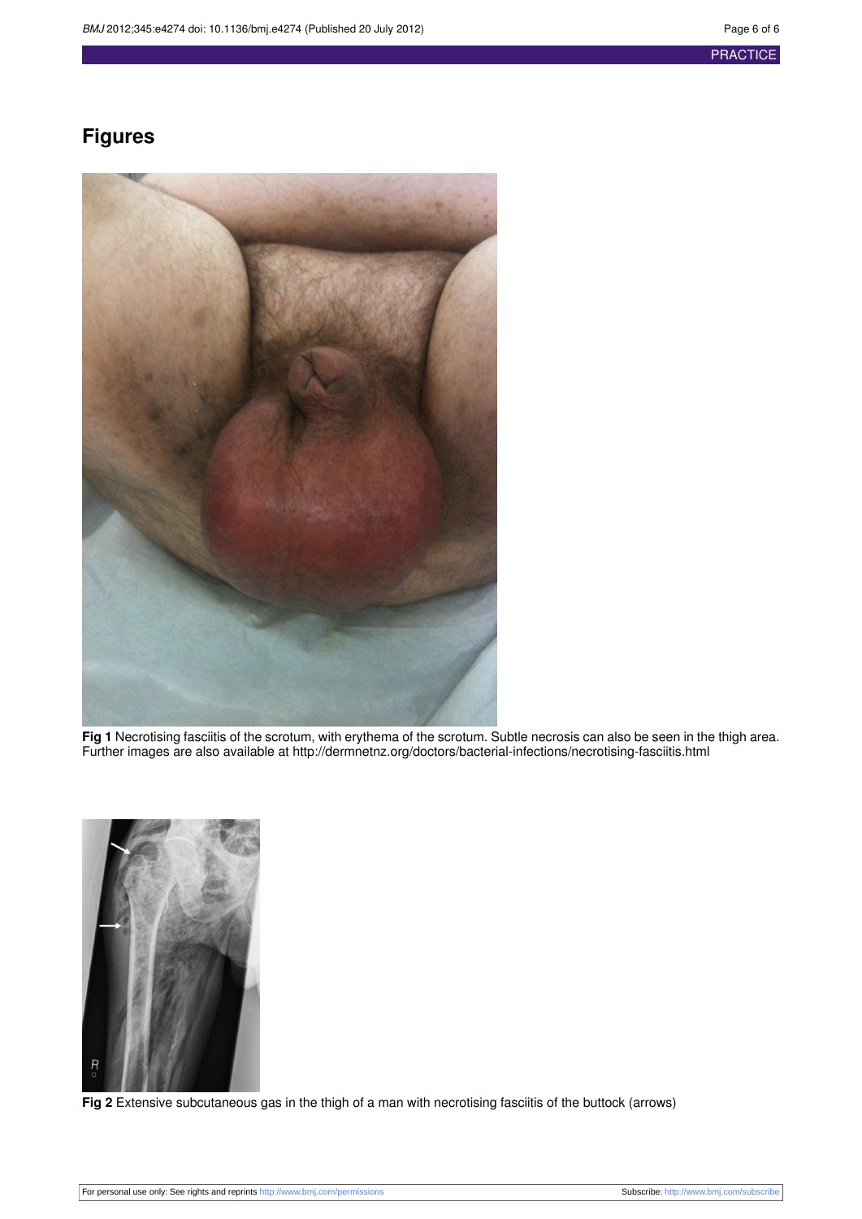## Figures

**Fig 1** Necrotising fasciitis of the scrotum, with erythema of the scrotum. Subtle necrosis can also be seen in the thigh area. Further images are also available at http://dermnetnz.org/doctors/bacterial-infections/necrotising-fasciitis.html

**Fig 2** Extensive subcutaneous gas in the thigh of a man with necrotising fasciitis of the buttock (arrows)